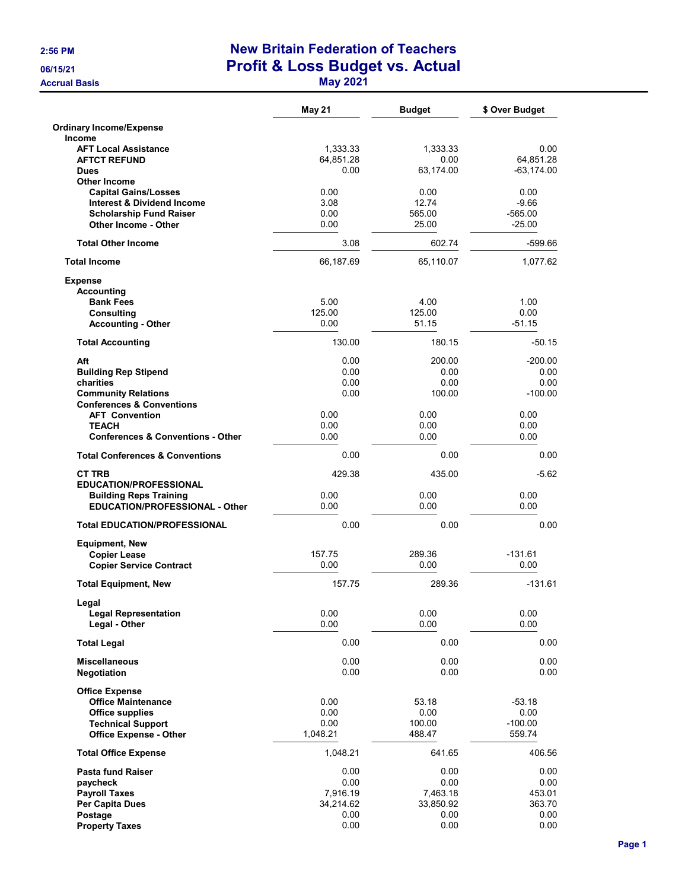2:56 PM
06/15/21
Accrual Basis

# New Britain Federation of Teachers
## Profit & Loss Budget vs. Actual
### May 2021

| | May 21 | Budget | $ Over Budget |
|---|---|---|---|
| **Ordinary Income/Expense** | | | |
| **Income** | | | |
| **AFT Local Assistance** | 1,333.33 | 1,333.33 | 0.00 |
| **AFTCT REFUND** | 64,851.28 | 0.00 | 64,851.28 |
| **Dues** | 0.00 | 63,174.00 | -63,174.00 |
| **Other Income** | | | |
| **Capital Gains/Losses** | 0.00 | 0.00 | 0.00 |
| **Interest & Dividend Income** | 3.08 | 12.74 | -9.66 |
| **Scholarship Fund Raiser** | 0.00 | 565.00 | -565.00 |
| **Other Income - Other** | 0.00 | 25.00 | -25.00 |
| **Total Other Income** | 3.08 | 602.74 | -599.66 |
| **Total Income** | 66,187.69 | 65,110.07 | 1,077.62 |
| **Expense** | | | |
| **Accounting** | | | |
| **Bank Fees** | 5.00 | 4.00 | 1.00 |
| **Consulting** | 125.00 | 125.00 | 0.00 |
| **Accounting - Other** | 0.00 | 51.15 | -51.15 |
| **Total Accounting** | 130.00 | 180.15 | -50.15 |
| **Aft** | 0.00 | 200.00 | -200.00 |
| **Building Rep Stipend** | 0.00 | 0.00 | 0.00 |
| **charities** | 0.00 | 0.00 | 0.00 |
| **Community Relations** | 0.00 | 100.00 | -100.00 |
| **Conferences & Conventions** | | | |
| **AFT Convention** | 0.00 | 0.00 | 0.00 |
| **TEACH** | 0.00 | 0.00 | 0.00 |
| **Conferences & Conventions - Other** | 0.00 | 0.00 | 0.00 |
| **Total Conferences & Conventions** | 0.00 | 0.00 | 0.00 |
| **CT TRB** | 429.38 | 435.00 | -5.62 |
| **EDUCATION/PROFESSIONAL** | | | |
| **Building Reps Training** | 0.00 | 0.00 | 0.00 |
| **EDUCATION/PROFESSIONAL - Other** | 0.00 | 0.00 | 0.00 |
| **Total EDUCATION/PROFESSIONAL** | 0.00 | 0.00 | 0.00 |
| **Equipment, New** | | | |
| **Copier Lease** | 157.75 | 289.36 | -131.61 |
| **Copier Service Contract** | 0.00 | 0.00 | 0.00 |
| **Total Equipment, New** | 157.75 | 289.36 | -131.61 |
| **Legal** | | | |
| **Legal Representation** | 0.00 | 0.00 | 0.00 |
| **Legal - Other** | 0.00 | 0.00 | 0.00 |
| **Total Legal** | 0.00 | 0.00 | 0.00 |
| **Miscellaneous** | 0.00 | 0.00 | 0.00 |
| **Negotiation** | 0.00 | 0.00 | 0.00 |
| **Office Expense** | | | |
| **Office Maintenance** | 0.00 | 53.18 | -53.18 |
| **Office supplies** | 0.00 | 0.00 | 0.00 |
| **Technical Support** | 0.00 | 100.00 | -100.00 |
| **Office Expense - Other** | 1,048.21 | 488.47 | 559.74 |
| **Total Office Expense** | 1,048.21 | 641.65 | 406.56 |
| **Pasta fund Raiser** | 0.00 | 0.00 | 0.00 |
| **paycheck** | 0.00 | 0.00 | 0.00 |
| **Payroll Taxes** | 7,916.19 | 7,463.18 | 453.01 |
| **Per Capita Dues** | 34,214.62 | 33,850.92 | 363.70 |
| **Postage** | 0.00 | 0.00 | 0.00 |
| **Property Taxes** | 0.00 | 0.00 | 0.00 |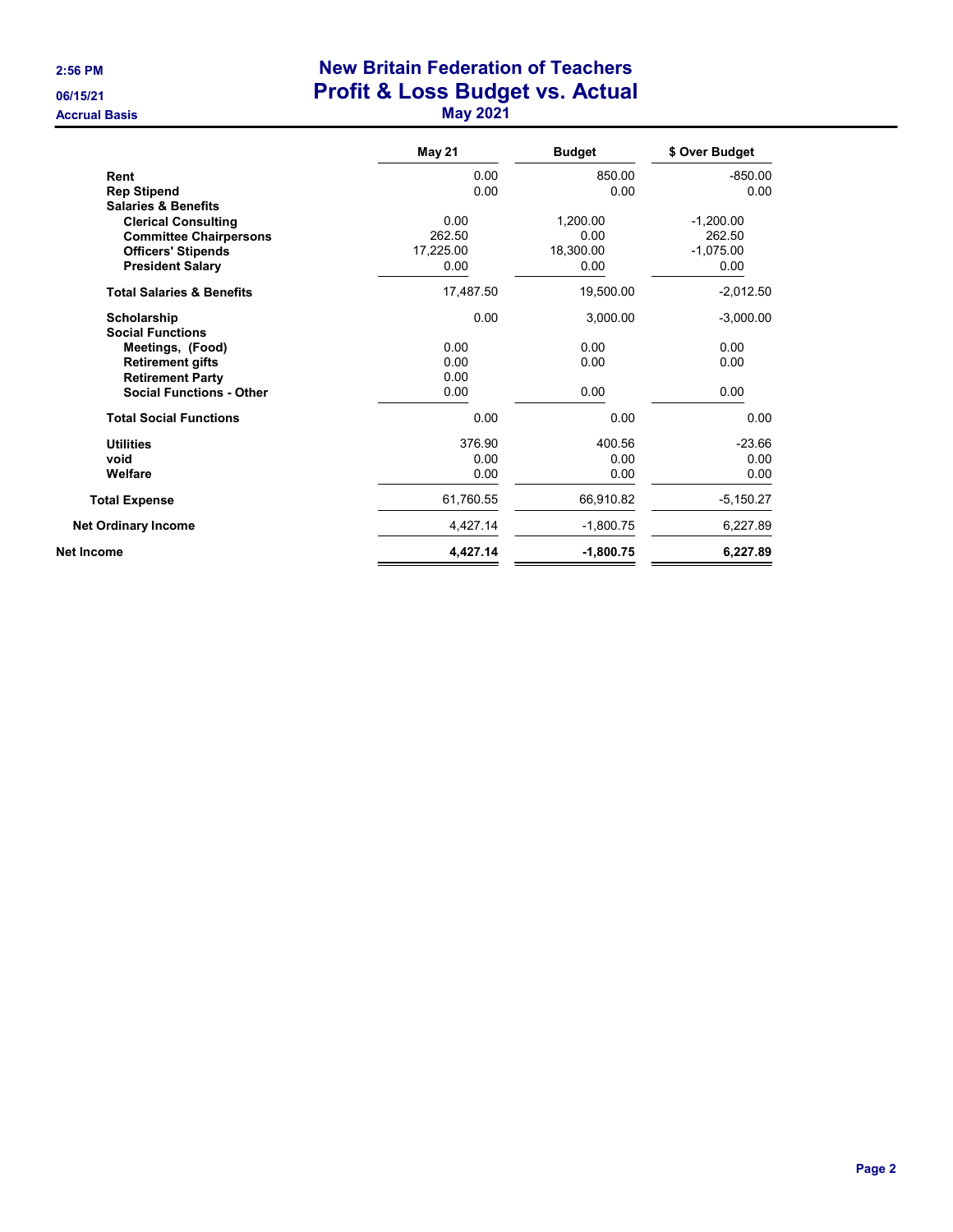# New Britain Federation of Teachers

## Profit & Loss Budget vs. Actual

### May 2021

2:56 PM
06/15/21
Accrual Basis

| | May 21 | Budget | $ Over Budget |
|---|---|---|---|
| Rent | 0.00 | 850.00 | -850.00 |
| Rep Stipend | 0.00 | 0.00 | 0.00 |
| Salaries & Benefits | | | |
| Clerical Consulting | 0.00 | 1,200.00 | -1,200.00 |
| Committee Chairpersons | 262.50 | 0.00 | 262.50 |
| Officers' Stipends | 17,225.00 | 18,300.00 | -1,075.00 |
| President Salary | 0.00 | 0.00 | 0.00 |
| Total Salaries & Benefits | 17,487.50 | 19,500.00 | -2,012.50 |
| Scholarship | 0.00 | 3,000.00 | -3,000.00 |
| Social Functions | | | |
| Meetings, (Food) | 0.00 | 0.00 | 0.00 |
| Retirement gifts | 0.00 | 0.00 | 0.00 |
| Retirement Party | 0.00 | | |
| Social Functions - Other | 0.00 | 0.00 | 0.00 |
| Total Social Functions | 0.00 | 0.00 | 0.00 |
| Utilities | 376.90 | 400.56 | -23.66 |
| void | 0.00 | 0.00 | 0.00 |
| Welfare | 0.00 | 0.00 | 0.00 |
| Total Expense | 61,760.55 | 66,910.82 | -5,150.27 |
| Net Ordinary Income | 4,427.14 | -1,800.75 | 6,227.89 |
| **Net Income** | **4,427.14** | **-1,800.75** | **6,227.89** |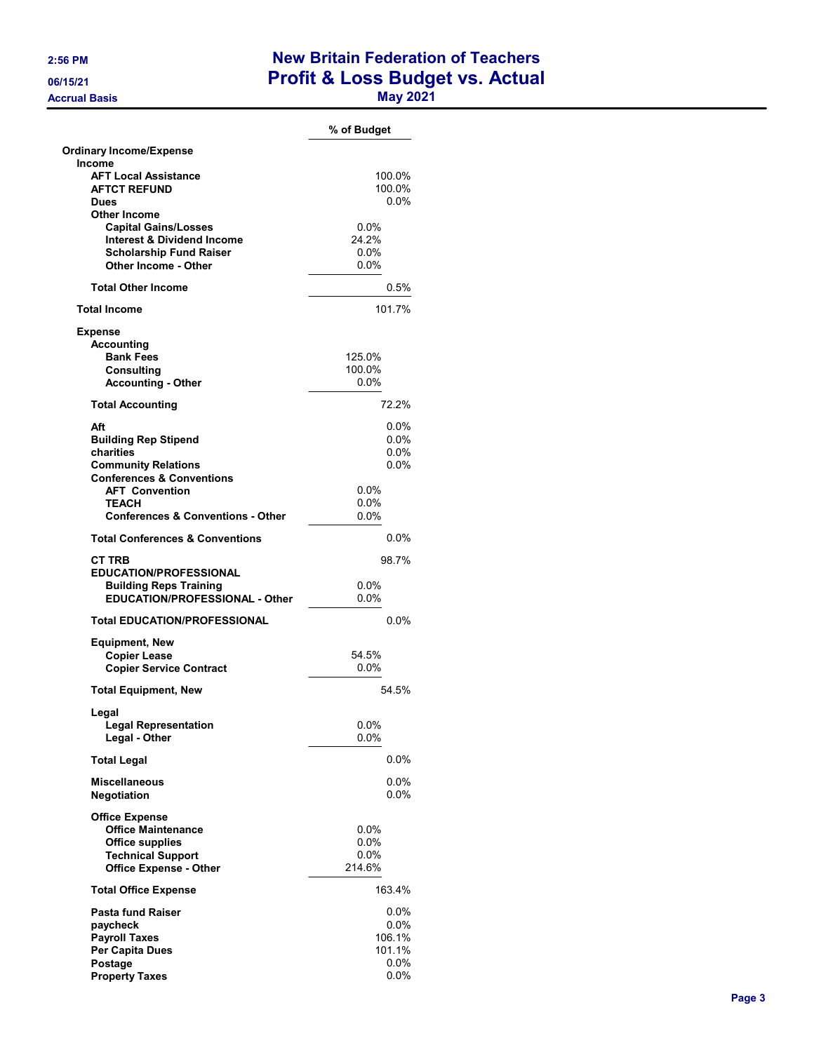# New Britain Federation of Teachers
## Profit & Loss Budget vs. Actual
### May 2021

2:56 PM
06/15/21
Accrual Basis

| | % of Budget |
|---|---|
| **Ordinary Income/Expense** | |
| **Income** | |
| **AFT Local Assistance** | 100.0% |
| **AFTCT REFUND** | 100.0% |
| **Dues** | 0.0% |
| **Other Income** | |
| **Capital Gains/Losses** | 0.0% |
| **Interest & Dividend Income** | 24.2% |
| **Scholarship Fund Raiser** | 0.0% |
| **Other Income - Other** | 0.0% |
| **Total Other Income** | 0.5% |
| **Total Income** | 101.7% |
| **Expense** | |
| **Accounting** | |
| **Bank Fees** | 125.0% |
| **Consulting** | 100.0% |
| **Accounting - Other** | 0.0% |
| **Total Accounting** | 72.2% |
| **Aft** | 0.0% |
| **Building Rep Stipend** | 0.0% |
| **charities** | 0.0% |
| **Community Relations** | 0.0% |
| **Conferences & Conventions** | |
| **AFT Convention** | 0.0% |
| **TEACH** | 0.0% |
| **Conferences & Conventions - Other** | 0.0% |
| **Total Conferences & Conventions** | 0.0% |
| **CT TRB** | 98.7% |
| **EDUCATION/PROFESSIONAL** | |
| **Building Reps Training** | 0.0% |
| **EDUCATION/PROFESSIONAL - Other** | 0.0% |
| **Total EDUCATION/PROFESSIONAL** | 0.0% |
| **Equipment, New** | |
| **Copier Lease** | 54.5% |
| **Copier Service Contract** | 0.0% |
| **Total Equipment, New** | 54.5% |
| **Legal** | |
| **Legal Representation** | 0.0% |
| **Legal - Other** | 0.0% |
| **Total Legal** | 0.0% |
| **Miscellaneous** | 0.0% |
| **Negotiation** | 0.0% |
| **Office Expense** | |
| **Office Maintenance** | 0.0% |
| **Office supplies** | 0.0% |
| **Technical Support** | 0.0% |
| **Office Expense - Other** | 214.6% |
| **Total Office Expense** | 163.4% |
| **Pasta fund Raiser** | 0.0% |
| **paycheck** | 0.0% |
| **Payroll Taxes** | 106.1% |
| **Per Capita Dues** | 101.1% |
| **Postage** | 0.0% |
| **Property Taxes** | 0.0% |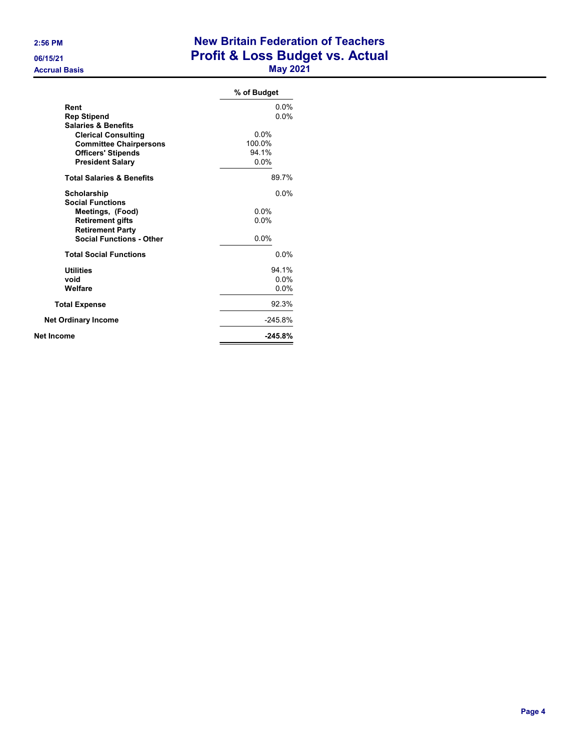# New Britain Federation of Teachers
## Profit & Loss Budget vs. Actual
### May 2021

2:56 PM
06/15/21
Accrual Basis

| | % of Budget |
|---|---|
| Rent | 0.0% |
| Rep Stipend | 0.0% |
| Salaries & Benefits | |
| Clerical Consulting | 0.0% |
| Committee Chairpersons | 100.0% |
| Officers' Stipends | 94.1% |
| President Salary | 0.0% |
| **Total Salaries & Benefits** | 89.7% |
| Scholarship | 0.0% |
| Social Functions | |
| Meetings, (Food) | 0.0% |
| Retirement gifts | 0.0% |
| Retirement Party | |
| Social Functions - Other | 0.0% |
| **Total Social Functions** | 0.0% |
| Utilities | 94.1% |
| void | 0.0% |
| Welfare | 0.0% |
| **Total Expense** | 92.3% |
| **Net Ordinary Income** | -245.8% |
| **Net Income** | **-245.8%** |